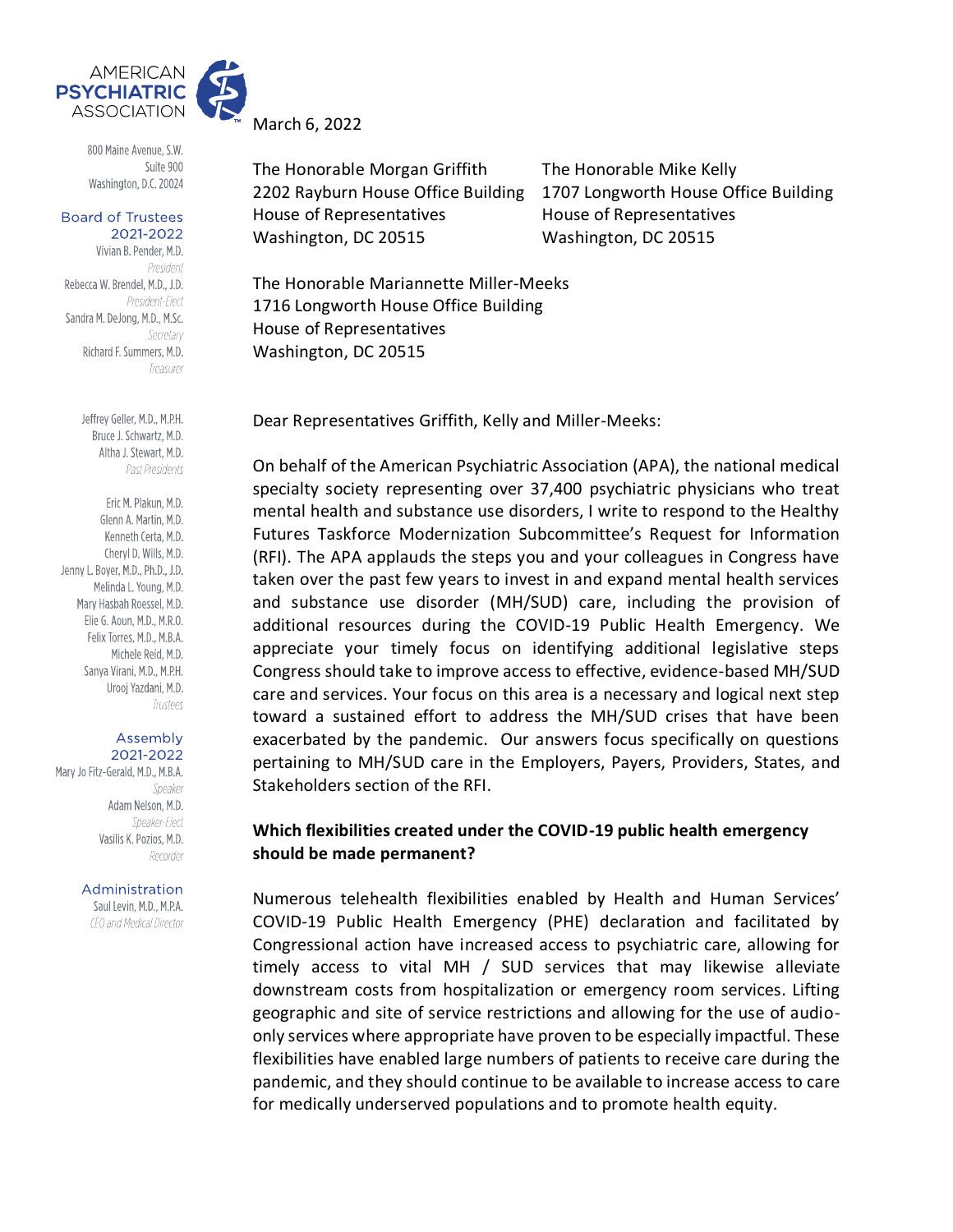AMERICAN
**PSYCHIATRIC**
ASSOCIATION

800 Maine Avenue, S.W.
Suite 900
Washington, D.C. 20024

**Board of Trustees**
**2021-2022**

Vivian B. Pender, M.D.
*President*

Rebecca W. Brendel, M.D., J.D.
*President-Elect*

Sandra M. DeJong, M.D., M.Sc.
*Secretary*

Richard F. Summers, M.D.
*Treasurer*

Jeffrey Geller, M.D., M.P.H.
Bruce J. Schwartz, M.D.
Altha J. Stewart, M.D.
*Past Presidents*

Eric M. Plakun, M.D.
Glenn A. Martin, M.D.
Kenneth Certa, M.D.
Cheryl D. Wills, M.D.
Jenny L. Boyer, M.D., Ph.D., J.D.
Melinda L. Young, M.D.
Mary Hasbah Roessel, M.D.
Elie G. Aoun, M.D., M.R.O.
Felix Torres, M.D., M.B.A.
Michele Reid, M.D.
Sanya Virani, M.D., M.P.H.
Urooj Yazdani, M.D.
*Trustees*

**Assembly**
**2021-2022**

Mary Jo Fitz-Gerald, M.D., M.B.A.
*Speaker*

Adam Nelson, M.D.
*Speaker-Elect*

Vasilis K. Pozios, M.D.
*Recorder*

**Administration**

Saul Levin, M.D., M.P.A.
*CEO and Medical Director*

March 6, 2022

The Honorable Morgan Griffith
2202 Rayburn House Office Building
House of Representatives
Washington, DC 20515

The Honorable Mike Kelly
1707 Longworth House Office Building
House of Representatives
Washington, DC 20515

The Honorable Mariannette Miller-Meeks
1716 Longworth House Office Building
House of Representatives
Washington, DC 20515

Dear Representatives Griffith, Kelly and Miller-Meeks:

On behalf of the American Psychiatric Association (APA), the national medical specialty society representing over 37,400 psychiatric physicians who treat mental health and substance use disorders, I write to respond to the Healthy Futures Taskforce Modernization Subcommittee's Request for Information (RFI). The APA applauds the steps you and your colleagues in Congress have taken over the past few years to invest in and expand mental health services and substance use disorder (MH/SUD) care, including the provision of additional resources during the COVID-19 Public Health Emergency. We appreciate your timely focus on identifying additional legislative steps Congress should take to improve access to effective, evidence-based MH/SUD care and services. Your focus on this area is a necessary and logical next step toward a sustained effort to address the MH/SUD crises that have been exacerbated by the pandemic. Our answers focus specifically on questions pertaining to MH/SUD care in the Employers, Payers, Providers, States, and Stakeholders section of the RFI.

**Which flexibilities created under the COVID-19 public health emergency should be made permanent?**

Numerous telehealth flexibilities enabled by Health and Human Services' COVID-19 Public Health Emergency (PHE) declaration and facilitated by Congressional action have increased access to psychiatric care, allowing for timely access to vital MH / SUD services that may likewise alleviate downstream costs from hospitalization or emergency room services. Lifting geographic and site of service restrictions and allowing for the use of audio-only services where appropriate have proven to be especially impactful. These flexibilities have enabled large numbers of patients to receive care during the pandemic, and they should continue to be available to increase access to care for medically underserved populations and to promote health equity.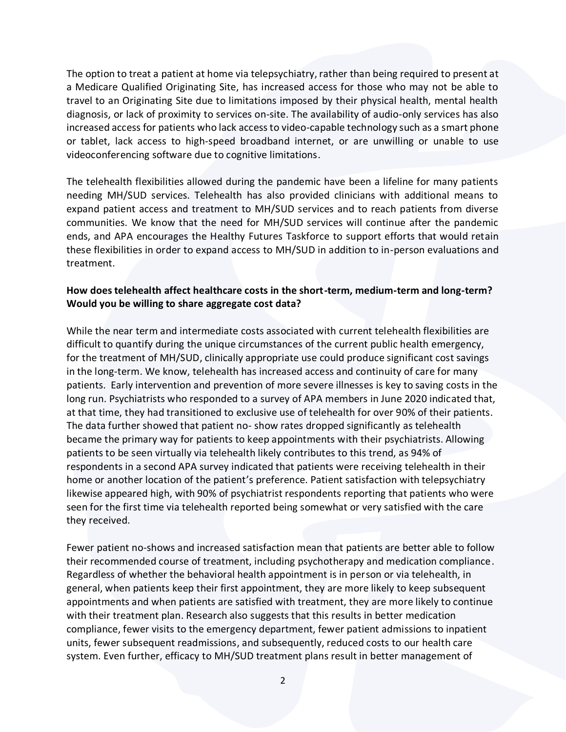The option to treat a patient at home via telepsychiatry, rather than being required to present at a Medicare Qualified Originating Site, has increased access for those who may not be able to travel to an Originating Site due to limitations imposed by their physical health, mental health diagnosis, or lack of proximity to services on-site. The availability of audio-only services has also increased access for patients who lack access to video-capable technology such as a smart phone or tablet, lack access to high-speed broadband internet, or are unwilling or unable to use videoconferencing software due to cognitive limitations.

The telehealth flexibilities allowed during the pandemic have been a lifeline for many patients needing MH/SUD services. Telehealth has also provided clinicians with additional means to expand patient access and treatment to MH/SUD services and to reach patients from diverse communities. We know that the need for MH/SUD services will continue after the pandemic ends, and APA encourages the Healthy Futures Taskforce to support efforts that would retain these flexibilities in order to expand access to MH/SUD in addition to in-person evaluations and treatment.

**How does telehealth affect healthcare costs in the short-term, medium-term and long-term? Would you be willing to share aggregate cost data?**

While the near term and intermediate costs associated with current telehealth flexibilities are difficult to quantify during the unique circumstances of the current public health emergency, for the treatment of MH/SUD, clinically appropriate use could produce significant cost savings in the long-term. We know, telehealth has increased access and continuity of care for many patients. Early intervention and prevention of more severe illnesses is key to saving costs in the long run. Psychiatrists who responded to a survey of APA members in June 2020 indicated that, at that time, they had transitioned to exclusive use of telehealth for over 90% of their patients. The data further showed that patient no- show rates dropped significantly as telehealth became the primary way for patients to keep appointments with their psychiatrists. Allowing patients to be seen virtually via telehealth likely contributes to this trend, as 94% of respondents in a second APA survey indicated that patients were receiving telehealth in their home or another location of the patient's preference. Patient satisfaction with telepsychiatry likewise appeared high, with 90% of psychiatrist respondents reporting that patients who were seen for the first time via telehealth reported being somewhat or very satisfied with the care they received.

Fewer patient no-shows and increased satisfaction mean that patients are better able to follow their recommended course of treatment, including psychotherapy and medication compliance. Regardless of whether the behavioral health appointment is in person or via telehealth, in general, when patients keep their first appointment, they are more likely to keep subsequent appointments and when patients are satisfied with treatment, they are more likely to continue with their treatment plan. Research also suggests that this results in better medication compliance, fewer visits to the emergency department, fewer patient admissions to inpatient units, fewer subsequent readmissions, and subsequently, reduced costs to our health care system. Even further, efficacy to MH/SUD treatment plans result in better management of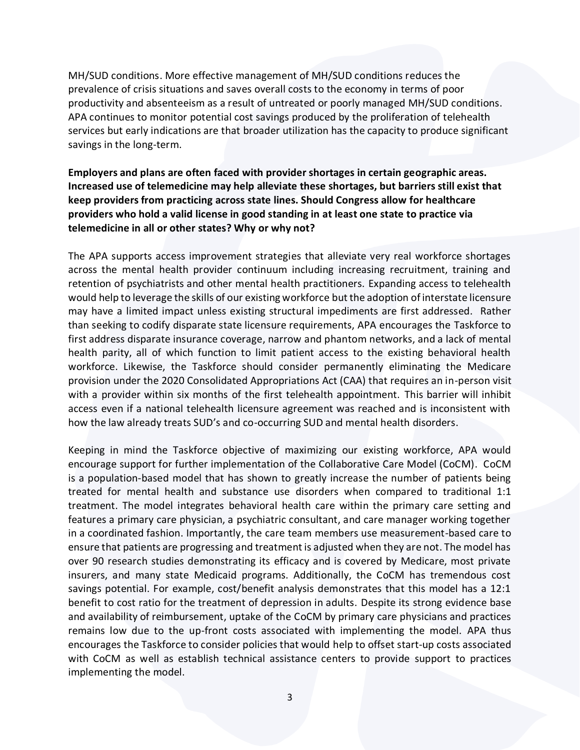MH/SUD conditions. More effective management of MH/SUD conditions reduces the prevalence of crisis situations and saves overall costs to the economy in terms of poor productivity and absenteeism as a result of untreated or poorly managed MH/SUD conditions. APA continues to monitor potential cost savings produced by the proliferation of telehealth services but early indications are that broader utilization has the capacity to produce significant savings in the long-term.

**Employers and plans are often faced with provider shortages in certain geographic areas. Increased use of telemedicine may help alleviate these shortages, but barriers still exist that keep providers from practicing across state lines. Should Congress allow for healthcare providers who hold a valid license in good standing in at least one state to practice via telemedicine in all or other states? Why or why not?**

The APA supports access improvement strategies that alleviate very real workforce shortages across the mental health provider continuum including increasing recruitment, training and retention of psychiatrists and other mental health practitioners. Expanding access to telehealth would help to leverage the skills of our existing workforce but the adoption of interstate licensure may have a limited impact unless existing structural impediments are first addressed. Rather than seeking to codify disparate state licensure requirements, APA encourages the Taskforce to first address disparate insurance coverage, narrow and phantom networks, and a lack of mental health parity, all of which function to limit patient access to the existing behavioral health workforce. Likewise, the Taskforce should consider permanently eliminating the Medicare provision under the 2020 Consolidated Appropriations Act (CAA) that requires an in-person visit with a provider within six months of the first telehealth appointment. This barrier will inhibit access even if a national telehealth licensure agreement was reached and is inconsistent with how the law already treats SUD's and co-occurring SUD and mental health disorders.

Keeping in mind the Taskforce objective of maximizing our existing workforce, APA would encourage support for further implementation of the Collaborative Care Model (CoCM). CoCM is a population-based model that has shown to greatly increase the number of patients being treated for mental health and substance use disorders when compared to traditional 1:1 treatment. The model integrates behavioral health care within the primary care setting and features a primary care physician, a psychiatric consultant, and care manager working together in a coordinated fashion. Importantly, the care team members use measurement-based care to ensure that patients are progressing and treatment is adjusted when they are not. The model has over 90 research studies demonstrating its efficacy and is covered by Medicare, most private insurers, and many state Medicaid programs. Additionally, the CoCM has tremendous cost savings potential. For example, cost/benefit analysis demonstrates that this model has a 12:1 benefit to cost ratio for the treatment of depression in adults. Despite its strong evidence base and availability of reimbursement, uptake of the CoCM by primary care physicians and practices remains low due to the up-front costs associated with implementing the model. APA thus encourages the Taskforce to consider policies that would help to offset start-up costs associated with CoCM as well as establish technical assistance centers to provide support to practices implementing the model.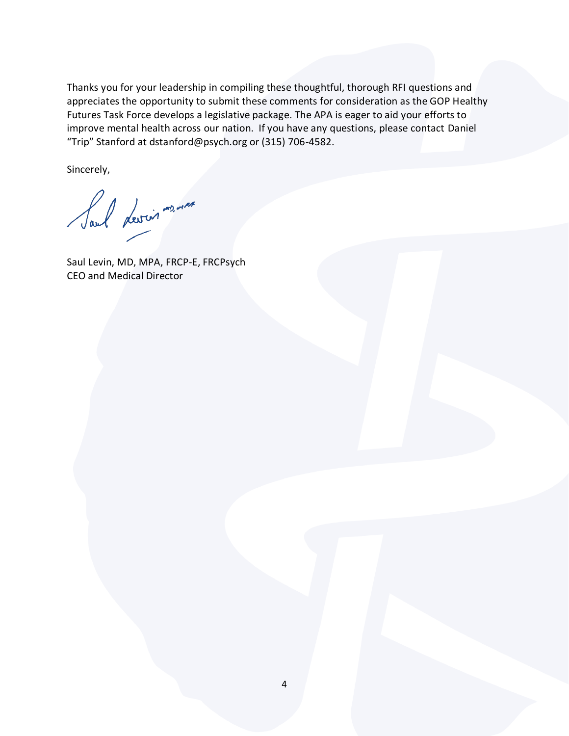Thanks you for your leadership in compiling these thoughtful, thorough RFI questions and appreciates the opportunity to submit these comments for consideration as the GOP Healthy Futures Task Force develops a legislative package. The APA is eager to aid your efforts to improve mental health across our nation. If you have any questions, please contact Daniel "Trip" Stanford at dstanford@psych.org or (315) 706-4582.

Sincerely,

Saul Levin, MD, MPA, FRCP-E, FRCPsych
CEO and Medical Director